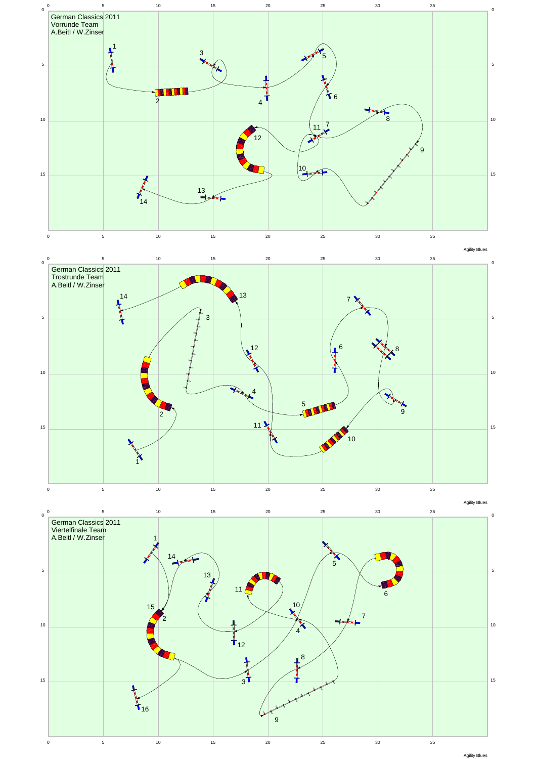German Classics 2011
Vorrunde Team
A.Beitl / W.Zinser

Agility Blues

German Classics 2011
Trostrunde Team
A.Beitl / W.Zinser

Agility Blues

German Classics 2011
Viertelfinale Team
A.Beitl / W.Zinser

Agility Blues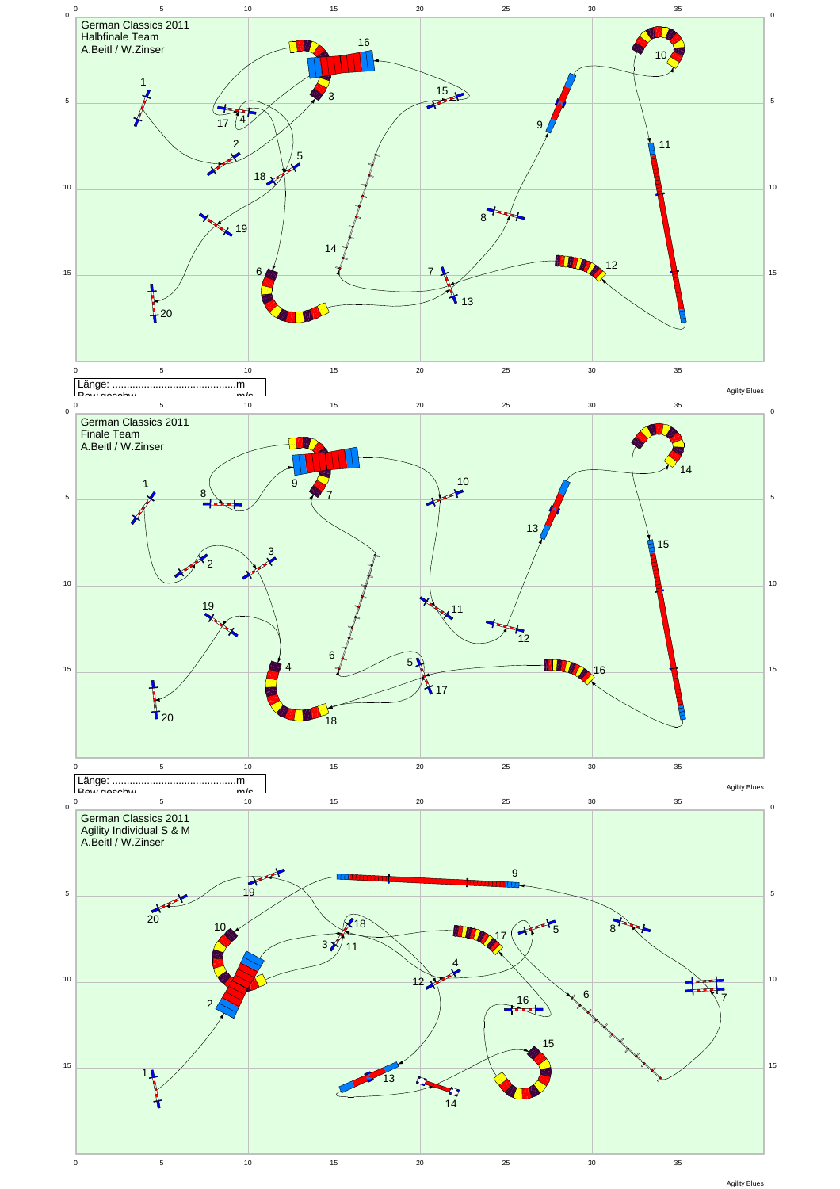German Classics 2011
Halbfinale Team
A.Beitl / W.Zinser

Länge: ............................................m
Bew.geschw. ..................................m/s

Agility Blues

German Classics 2011
Finale Team
A.Beitl / W.Zinser

Länge: ............................................m
Bew.geschw. ..................................m/s

Agility Blues

German Classics 2011
Agility Individual S & M
A.Beitl / W.Zinser

Agility Blues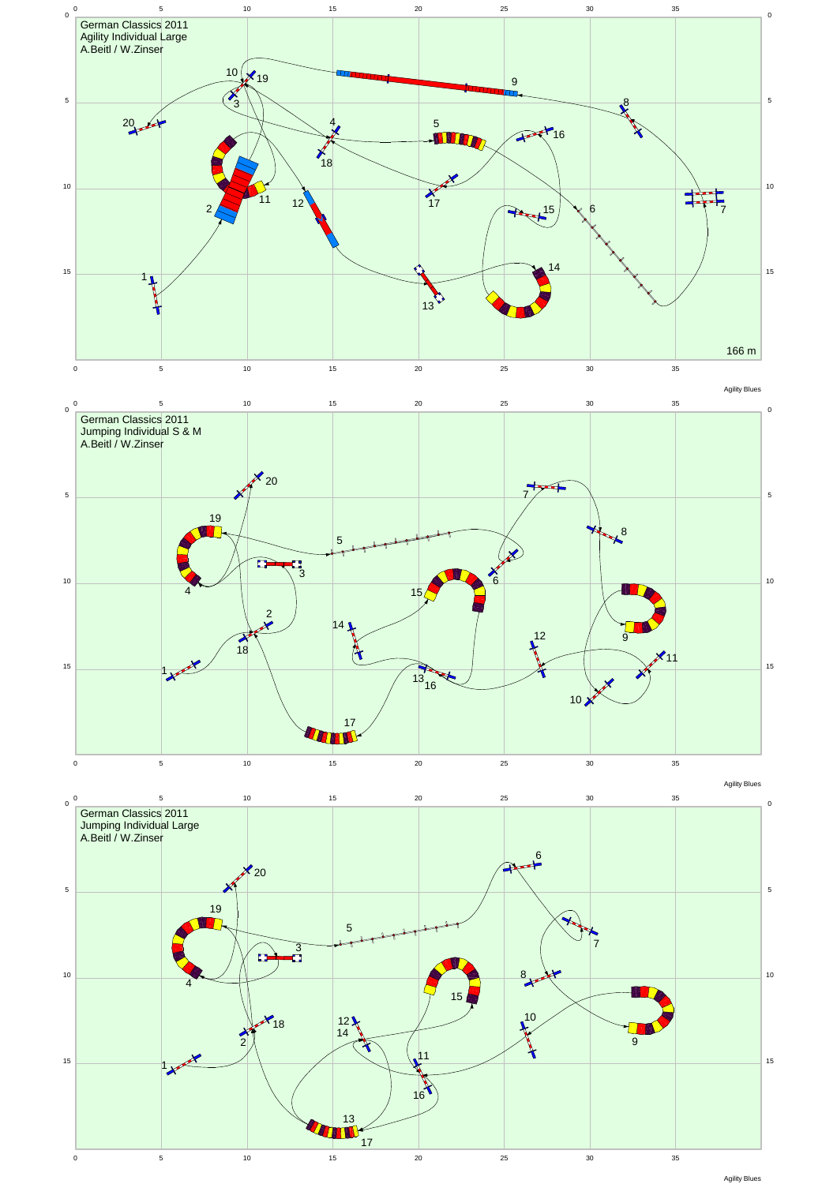German Classics 2011
Agility Individual Large
A.Beitl / W.Zinser

1 2 3 4 5 6 7 8 9 10 11 12 13 14 15 16 17 18 19 20

166 m

Agility Blues

German Classics 2011
Jumping Individual S & M
A.Beitl / W.Zinser

1 2 3 4 5 6 7 8 9 10 11 12 13 14 15 16 17 18 19 20

Agility Blues

German Classics 2011
Jumping Individual Large
A.Beitl / W.Zinser

1 2 3 4 5 6 7 8 9 10 11 12 13 14 15 16 17 18 19 20

Agility Blues